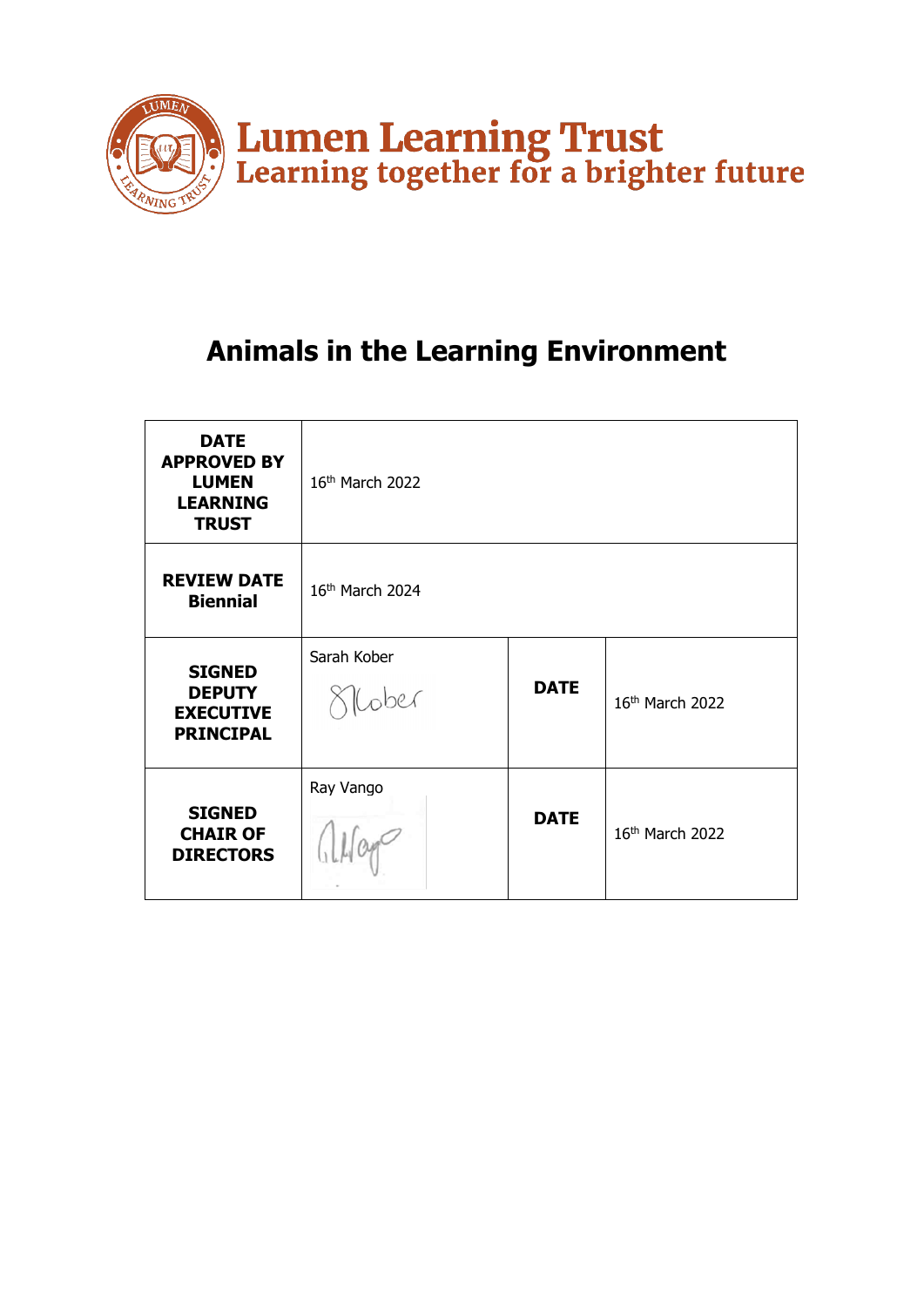# Lumen Learning Trust

Learning together for a brighter future

# Animals in the Learning Environment

| DATE APPROVED BY LUMEN LEARNING TRUST | 16th March 2022 | | |
|---|---|---|---|
| REVIEW DATE Biennial | 16th March 2024 | | |
| SIGNED DEPUTY EXECUTIVE PRINCIPAL | Sarah Kober | DATE | 16th March 2022 |
| SIGNED CHAIR OF DIRECTORS | Ray Vango | DATE | 16th March 2022 |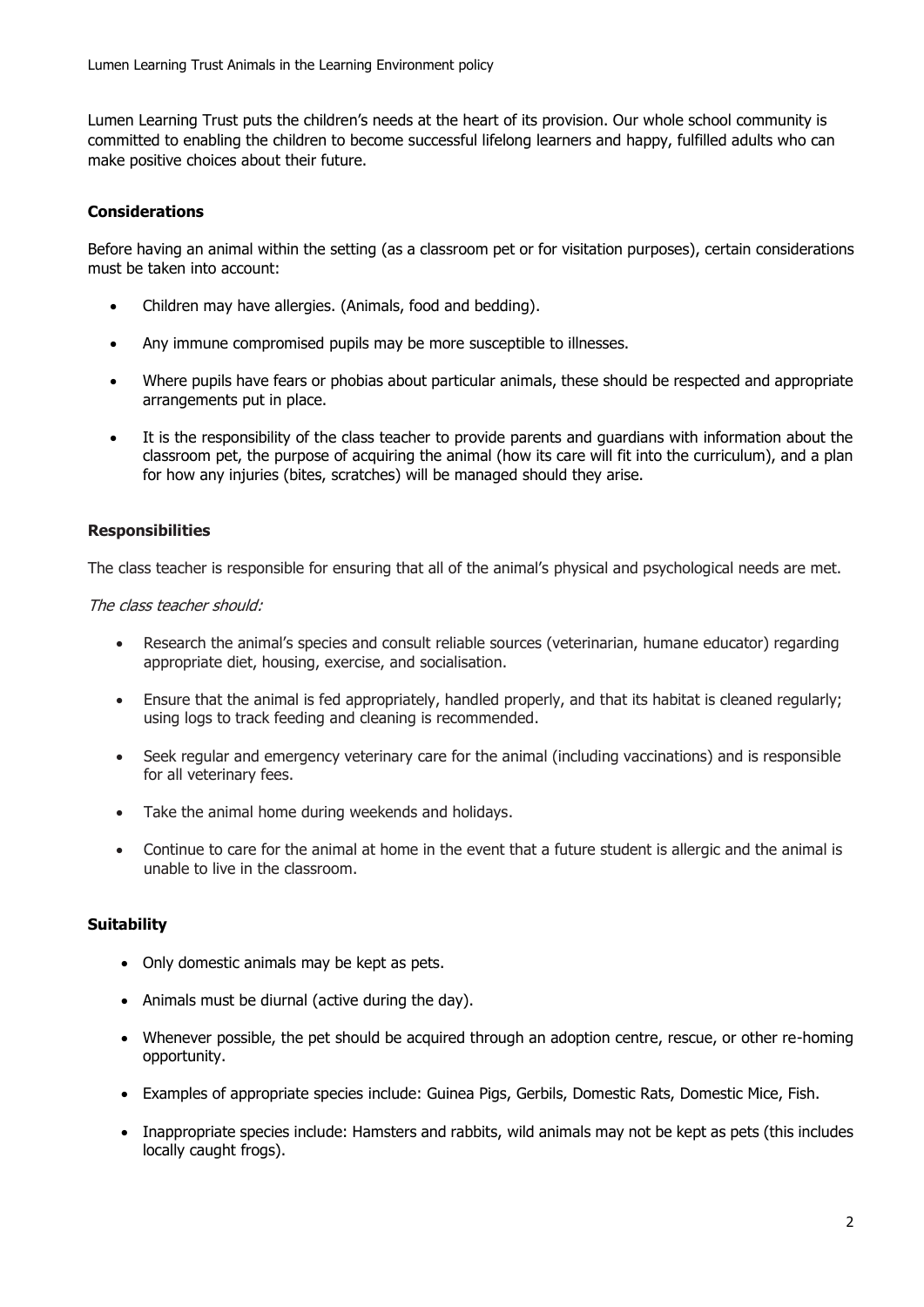Lumen Learning Trust puts the children's needs at the heart of its provision. Our whole school community is committed to enabling the children to become successful lifelong learners and happy, fulfilled adults who can make positive choices about their future.

## Considerations

Before having an animal within the setting (as a classroom pet or for visitation purposes), certain considerations must be taken into account:

- Children may have allergies. (Animals, food and bedding).
- Any immune compromised pupils may be more susceptible to illnesses.
- Where pupils have fears or phobias about particular animals, these should be respected and appropriate arrangements put in place.
- It is the responsibility of the class teacher to provide parents and guardians with information about the classroom pet, the purpose of acquiring the animal (how its care will fit into the curriculum), and a plan for how any injuries (bites, scratches) will be managed should they arise.

## Responsibilities

The class teacher is responsible for ensuring that all of the animal's physical and psychological needs are met.

*The class teacher should:*

- Research the animal's species and consult reliable sources (veterinarian, humane educator) regarding appropriate diet, housing, exercise, and socialisation.
- Ensure that the animal is fed appropriately, handled properly, and that its habitat is cleaned regularly; using logs to track feeding and cleaning is recommended.
- Seek regular and emergency veterinary care for the animal (including vaccinations) and is responsible for all veterinary fees.
- Take the animal home during weekends and holidays.
- Continue to care for the animal at home in the event that a future student is allergic and the animal is unable to live in the classroom.

## Suitability

- Only domestic animals may be kept as pets.
- Animals must be diurnal (active during the day).
- Whenever possible, the pet should be acquired through an adoption centre, rescue, or other re-homing opportunity.
- Examples of appropriate species include: Guinea Pigs, Gerbils, Domestic Rats, Domestic Mice, Fish.
- Inappropriate species include: Hamsters and rabbits, wild animals may not be kept as pets (this includes locally caught frogs).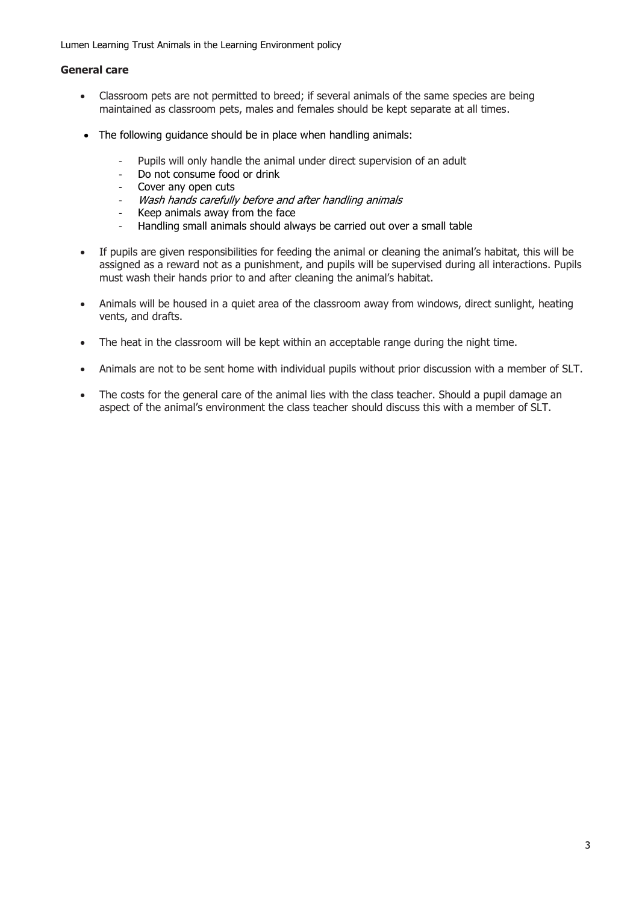**General care**

- Classroom pets are not permitted to breed; if several animals of the same species are being maintained as classroom pets, males and females should be kept separate at all times.
- The following guidance should be in place when handling animals:
  - Pupils will only handle the animal under direct supervision of an adult
  - Do not consume food or drink
  - Cover any open cuts
  - *Wash hands carefully before and after handling animals*
  - Keep animals away from the face
  - Handling small animals should always be carried out over a small table
- If pupils are given responsibilities for feeding the animal or cleaning the animal's habitat, this will be assigned as a reward not as a punishment, and pupils will be supervised during all interactions. Pupils must wash their hands prior to and after cleaning the animal's habitat.
- Animals will be housed in a quiet area of the classroom away from windows, direct sunlight, heating vents, and drafts.
- The heat in the classroom will be kept within an acceptable range during the night time.
- Animals are not to be sent home with individual pupils without prior discussion with a member of SLT.
- The costs for the general care of the animal lies with the class teacher. Should a pupil damage an aspect of the animal's environment the class teacher should discuss this with a member of SLT.